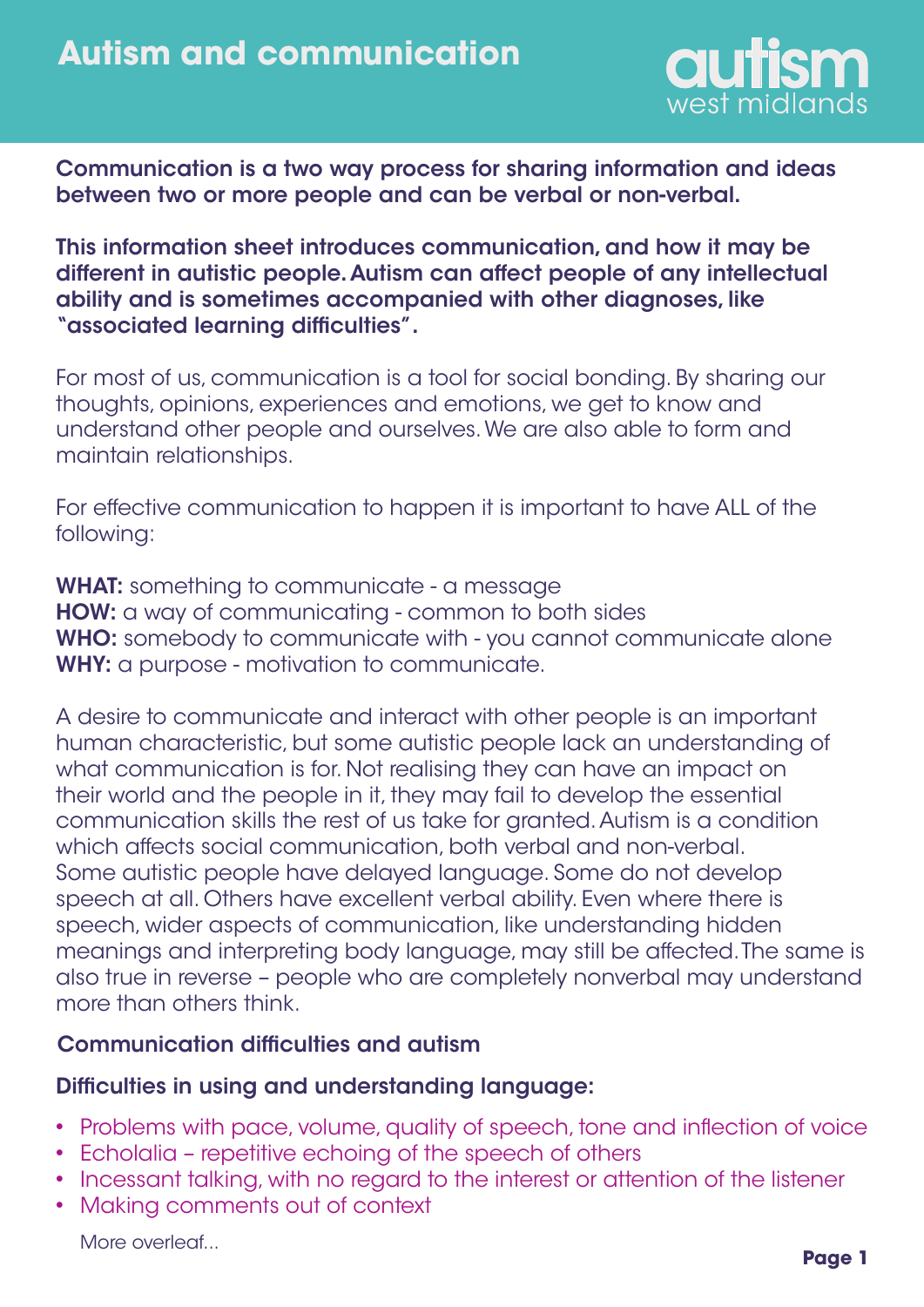# Autism and communication

autism west midlands

**Communication is a two way process for sharing information and ideas between two or more people and can be verbal or non-verbal.**

**This information sheet introduces communication, and how it may be different in autistic people. Autism can affect people of any intellectual ability and is sometimes accompanied with other diagnoses, like "associated learning difficulties".**

For most of us, communication is a tool for social bonding. By sharing our thoughts, opinions, experiences and emotions, we get to know and understand other people and ourselves. We are also able to form and maintain relationships.

For effective communication to happen it is important to have ALL of the following:

**WHAT:** something to communicate - a message
**HOW:** a way of communicating - common to both sides
**WHO:** somebody to communicate with - you cannot communicate alone
**WHY:** a purpose - motivation to communicate.

A desire to communicate and interact with other people is an important human characteristic, but some autistic people lack an understanding of what communication is for. Not realising they can have an impact on their world and the people in it, they may fail to develop the essential communication skills the rest of us take for granted. Autism is a condition which affects social communication, both verbal and non-verbal. Some autistic people have delayed language. Some do not develop speech at all. Others have excellent verbal ability. Even where there is speech, wider aspects of communication, like understanding hidden meanings and interpreting body language, may still be affected. The same is also true in reverse – people who are completely nonverbal may understand more than others think.

## Communication difficulties and autism

### Difficulties in using and understanding language:

- Problems with pace, volume, quality of speech, tone and inflection of voice
- Echolalia – repetitive echoing of the speech of others
- Incessant talking, with no regard to the interest or attention of the listener
- Making comments out of context

More overleaf...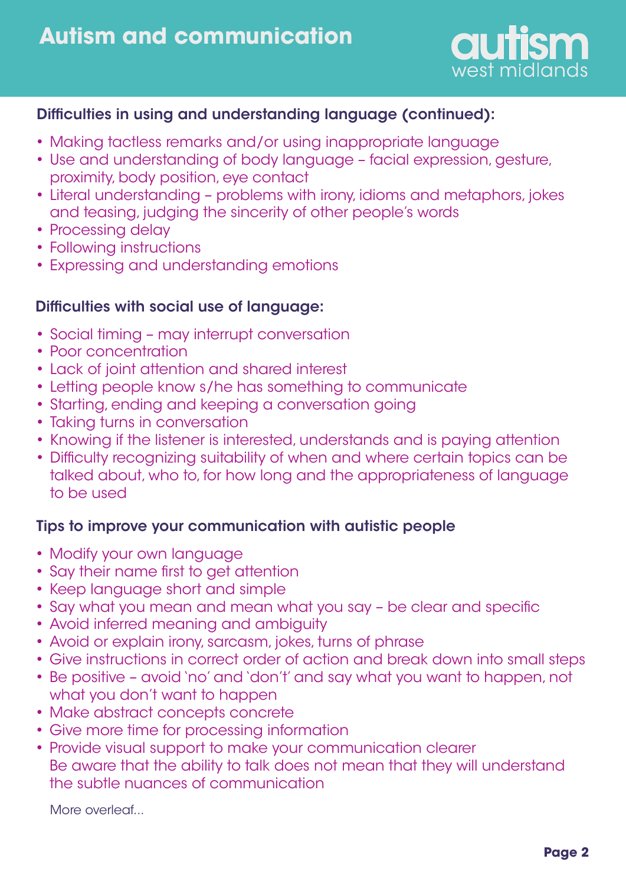### Difficulties in using and understanding language (continued):

- Making tactless remarks and/or using inappropriate language
- Use and understanding of body language – facial expression, gesture, proximity, body position, eye contact
- Literal understanding – problems with irony, idioms and metaphors, jokes and teasing, judging the sincerity of other people's words
- Processing delay
- Following instructions
- Expressing and understanding emotions

### Difficulties with social use of language:

- Social timing – may interrupt conversation
- Poor concentration
- Lack of joint attention and shared interest
- Letting people know s/he has something to communicate
- Starting, ending and keeping a conversation going
- Taking turns in conversation
- Knowing if the listener is interested, understands and is paying attention
- Difficulty recognizing suitability of when and where certain topics can be talked about, who to, for how long and the appropriateness of language to be used

### Tips to improve your communication with autistic people

- Modify your own language
- Say their name first to get attention
- Keep language short and simple
- Say what you mean and mean what you say – be clear and specific
- Avoid inferred meaning and ambiguity
- Avoid or explain irony, sarcasm, jokes, turns of phrase
- Give instructions in correct order of action and break down into small steps
- Be positive – avoid 'no' and 'don't' and say what you want to happen, not what you don't want to happen
- Make abstract concepts concrete
- Give more time for processing information
- Provide visual support to make your communication clearer
  Be aware that the ability to talk does not mean that they will understand the subtle nuances of communication

More overleaf...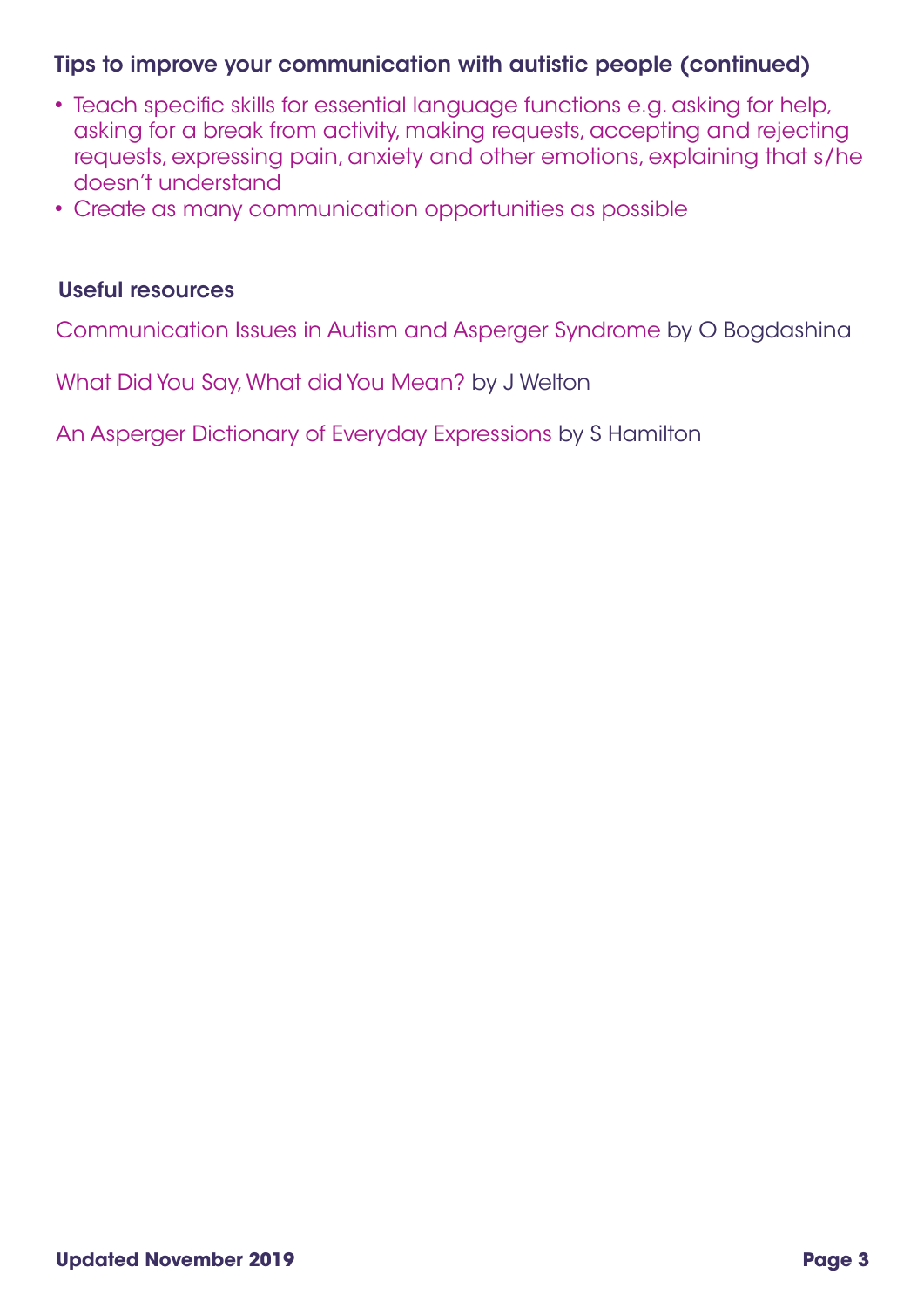## Tips to improve your communication with autistic people (continued)

- Teach specific skills for essential language functions e.g. asking for help, asking for a break from activity, making requests, accepting and rejecting requests, expressing pain, anxiety and other emotions, explaining that s/he doesn't understand
- Create as many communication opportunities as possible

## Useful resources

Communication Issues in Autism and Asperger Syndrome by O Bogdashina

What Did You Say, What did You Mean? by J Welton

An Asperger Dictionary of Everyday Expressions by S Hamilton

**Updated November 2019**